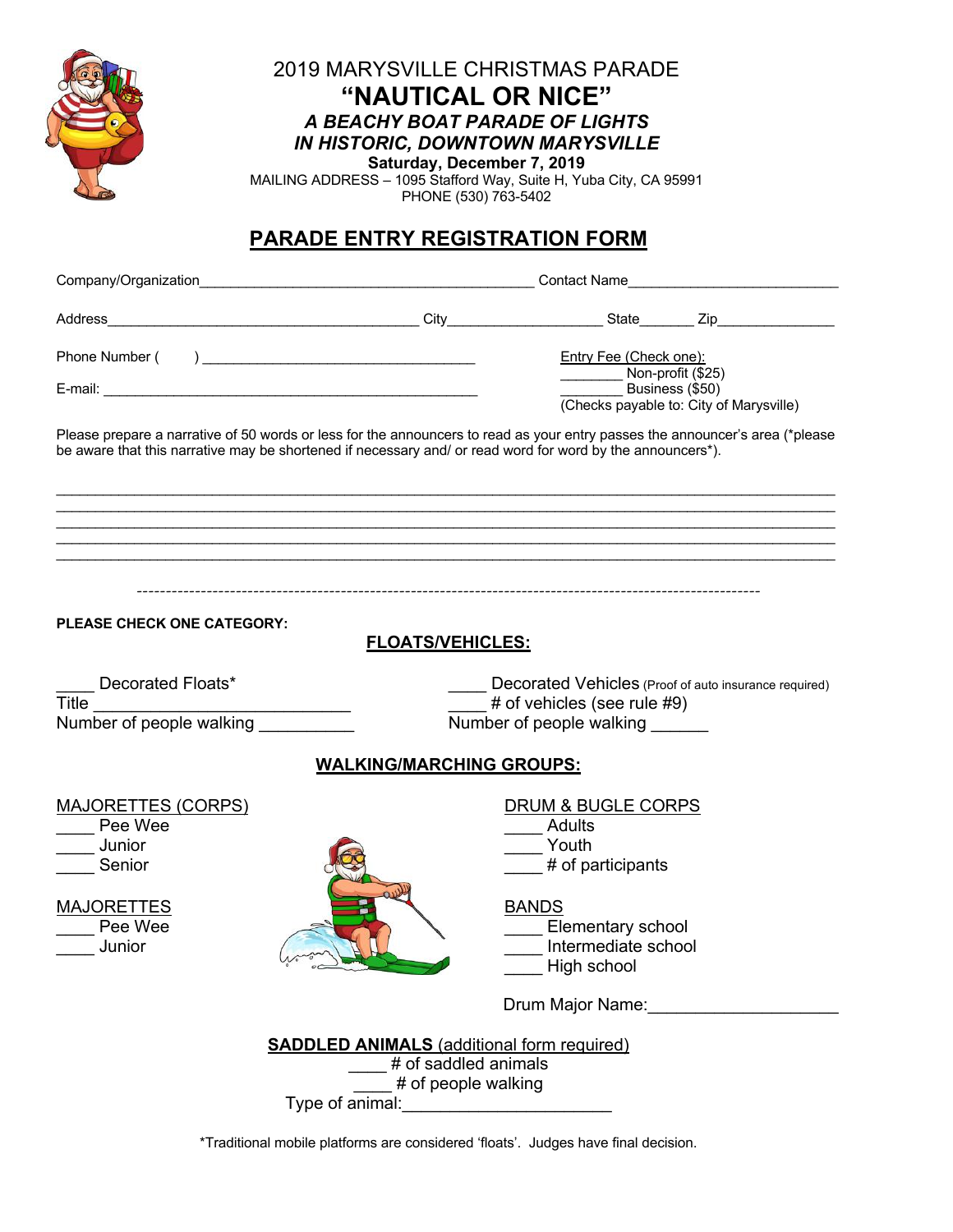# 2019 MARYSVILLE CHRISTMAS PARADE

## "NAUTICAL OR NICE"

### *A BEACHY BOAT PARADE OF LIGHTS*
### *IN HISTORIC, DOWNTOWN MARYSVILLE*

**Saturday, December 7, 2019**

MAILING ADDRESS – 1095 Stafford Way, Suite H, Yuba City, CA 95991
PHONE (530) 763-5402

## PARADE ENTRY REGISTRATION FORM

Company/Organization__________________________________________ Contact Name__________________________

Address_______________________________________ City____________________ State_______ Zip_______________

Phone Number (     ) ___________________________________

E-mail: __________________________________________________

Entry Fee (Check one):
________ Non-profit ($25)
________ Business ($50)
(Checks payable to: City of Marysville)

Please prepare a narrative of 50 words or less for the announcers to read as your entry passes the announcer's area (*please be aware that this narrative may be shortened if necessary and/ or read word for word by the announcers*).

______________________________________________________________________________________________
______________________________________________________________________________________________
______________________________________________________________________________________________
______________________________________________________________________________________________
______________________________________________________________________________________________

-----------------------------------------------------------------------------------------------------------

**PLEASE CHECK ONE CATEGORY:**

### FLOATS/VEHICLES:

____ Decorated Floats*
Title ___________________________
Number of people walking __________

____ Decorated Vehicles (Proof of auto insurance required)
____ # of vehicles (see rule #9)
Number of people walking ______

### WALKING/MARCHING GROUPS:

MAJORETTES (CORPS)
____ Pee Wee
____ Junior
____ Senior

MAJORETTES
____ Pee Wee
____ Junior

DRUM & BUGLE CORPS
____ Adults
____ Youth
____ # of participants

BANDS
____ Elementary school
____ Intermediate school
____ High school

Drum Major Name:____________________

**SADDLED ANIMALS** (additional form required)
____ # of saddled animals
____ # of people walking
Type of animal:______________________

*Traditional mobile platforms are considered 'floats'. Judges have final decision.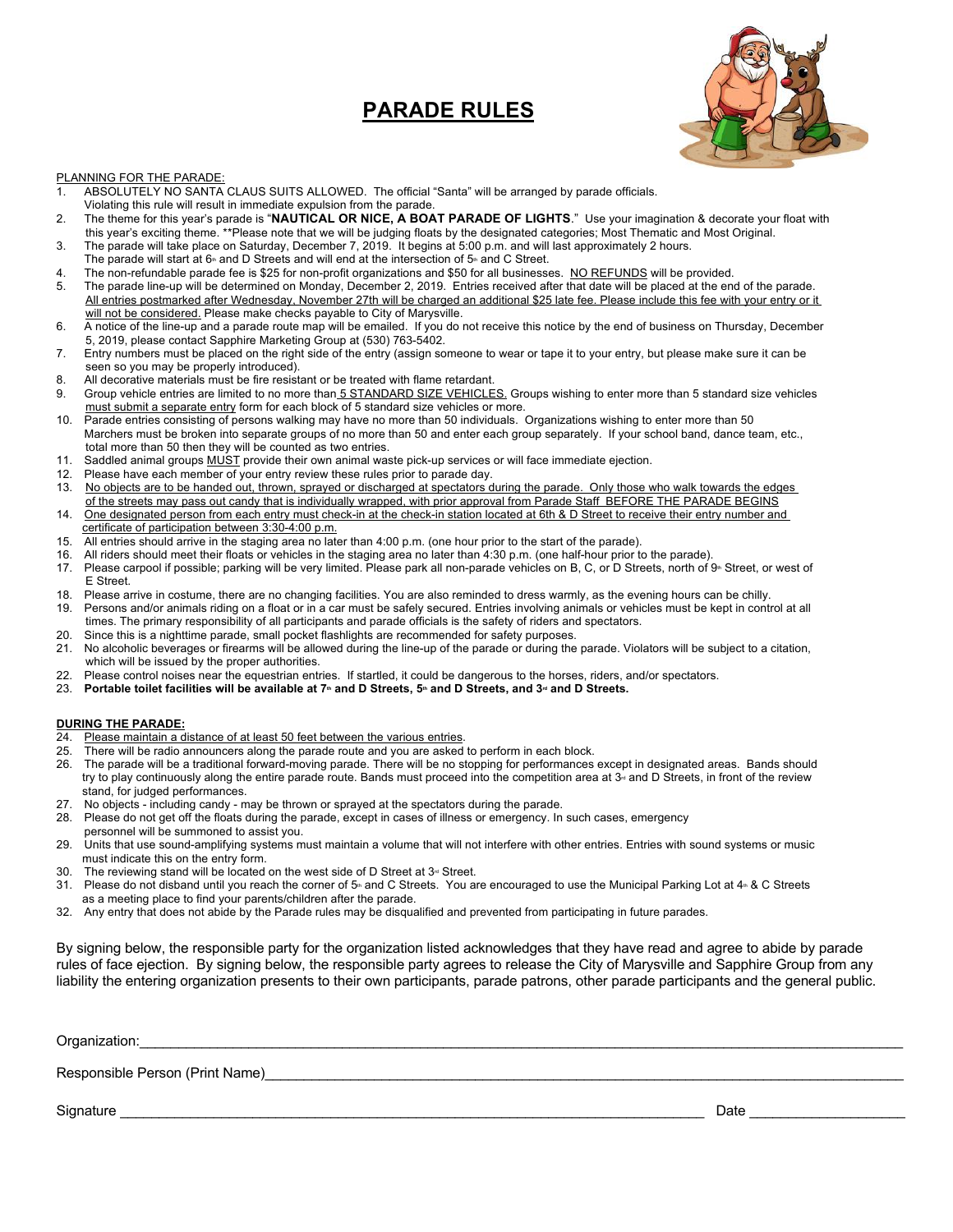# PARADE RULES

PLANNING FOR THE PARADE:

1. ABSOLUTELY NO SANTA CLAUS SUITS ALLOWED. The official "Santa" will be arranged by parade officials. Violating this rule will result in immediate expulsion from the parade.
2. The theme for this year's parade is "**NAUTICAL OR NICE, A BOAT PARADE OF LIGHTS**." Use your imagination & decorate your float with this year's exciting theme. **Please note that we will be judging floats by the designated categories; Most Thematic and Most Original.
3. The parade will take place on Saturday, December 7, 2019. It begins at 5:00 p.m. and will last approximately 2 hours. The parade will start at 6th and D Streets and will end at the intersection of 5th and C Street.
4. The non-refundable parade fee is $25 for non-profit organizations and $50 for all businesses. NO REFUNDS will be provided.
5. The parade line-up will be determined on Monday, December 2, 2019. Entries received after that date will be placed at the end of the parade. All entries postmarked after Wednesday, November 27th will be charged an additional $25 late fee. Please include this fee with your entry or it will not be considered. Please make checks payable to City of Marysville.
6. A notice of the line-up and a parade route map will be emailed. If you do not receive this notice by the end of business on Thursday, December 5, 2019, please contact Sapphire Marketing Group at (530) 763-5402.
7. Entry numbers must be placed on the right side of the entry (assign someone to wear or tape it to your entry, but please make sure it can be seen so you may be properly introduced).
8. All decorative materials must be fire resistant or be treated with flame retardant.
9. Group vehicle entries are limited to no more than 5 STANDARD SIZE VEHICLES. Groups wishing to enter more than 5 standard size vehicles must submit a separate entry form for each block of 5 standard size vehicles or more.
10. Parade entries consisting of persons walking may have no more than 50 individuals. Organizations wishing to enter more than 50 Marchers must be broken into separate groups of no more than 50 and enter each group separately. If your school band, dance team, etc., total more than 50 then they will be counted as two entries.
11. Saddled animal groups MUST provide their own animal waste pick-up services or will face immediate ejection.
12. Please have each member of your entry review these rules prior to parade day.
13. No objects are to be handed out, thrown, sprayed or discharged at spectators during the parade. Only those who walk towards the edges of the streets may pass out candy that is individually wrapped, with prior approval from Parade Staff BEFORE THE PARADE BEGINS
14. One designated person from each entry must check-in at the check-in station located at 6th & D Street to receive their entry number and certificate of participation between 3:30-4:00 p.m.
15. All entries should arrive in the staging area no later than 4:00 p.m. (one hour prior to the start of the parade).
16. All riders should meet their floats or vehicles in the staging area no later than 4:30 p.m. (one half-hour prior to the parade).
17. Please carpool if possible; parking will be very limited. Please park all non-parade vehicles on B, C, or D Streets, north of 9th Street, or west of E Street.
18. Please arrive in costume, there are no changing facilities. You are also reminded to dress warmly, as the evening hours can be chilly.
19. Persons and/or animals riding on a float or in a car must be safely secured. Entries involving animals or vehicles must be kept in control at all times. The primary responsibility of all participants and parade officials is the safety of riders and spectators.
20. Since this is a nighttime parade, small pocket flashlights are recommended for safety purposes.
21. No alcoholic beverages or firearms will be allowed during the line-up of the parade or during the parade. Violators will be subject to a citation, which will be issued by the proper authorities.
22. Please control noises near the equestrian entries. If startled, it could be dangerous to the horses, riders, and/or spectators.
23. **Portable toilet facilities will be available at 7th and D Streets, 5th and D Streets, and 3rd and D Streets.**

**DURING THE PARADE:**

24. Please maintain a distance of at least 50 feet between the various entries.
25. There will be radio announcers along the parade route and you are asked to perform in each block.
26. The parade will be a traditional forward-moving parade. There will be no stopping for performances except in designated areas. Bands should try to play continuously along the entire parade route. Bands must proceed into the competition area at 3rd and D Streets, in front of the review stand, for judged performances.
27. No objects - including candy - may be thrown or sprayed at the spectators during the parade.
28. Please do not get off the floats during the parade, except in cases of illness or emergency. In such cases, emergency personnel will be summoned to assist you.
29. Units that use sound-amplifying systems must maintain a volume that will not interfere with other entries. Entries with sound systems or music must indicate this on the entry form.
30. The reviewing stand will be located on the west side of D Street at 3rd Street.
31. Please do not disband until you reach the corner of 5th and C Streets. You are encouraged to use the Municipal Parking Lot at 4th & C Streets as a meeting place to find your parents/children after the parade.
32. Any entry that does not abide by the Parade rules may be disqualified and prevented from participating in future parades.

By signing below, the responsible party for the organization listed acknowledges that they have read and agree to abide by parade rules of face ejection. By signing below, the responsible party agrees to release the City of Marysville and Sapphire Group from any liability the entering organization presents to their own participants, parade patrons, other parade participants and the general public.

Organization:\_\_\_\_\_\_\_\_\_\_\_\_\_\_\_\_\_\_\_\_\_\_\_\_\_\_\_\_\_\_\_\_\_\_\_\_\_\_\_\_

Responsible Person (Print Name)\_\_\_\_\_\_\_\_\_\_\_\_\_\_\_\_\_\_\_\_\_\_\_\_\_\_\_\_\_\_

Signature \_\_\_\_\_\_\_\_\_\_\_\_\_\_\_\_\_\_\_\_\_\_\_\_\_\_\_\_\_\_\_\_\_\_\_\_ Date \_\_\_\_\_\_\_\_\_\_\_\_\_\_\_\_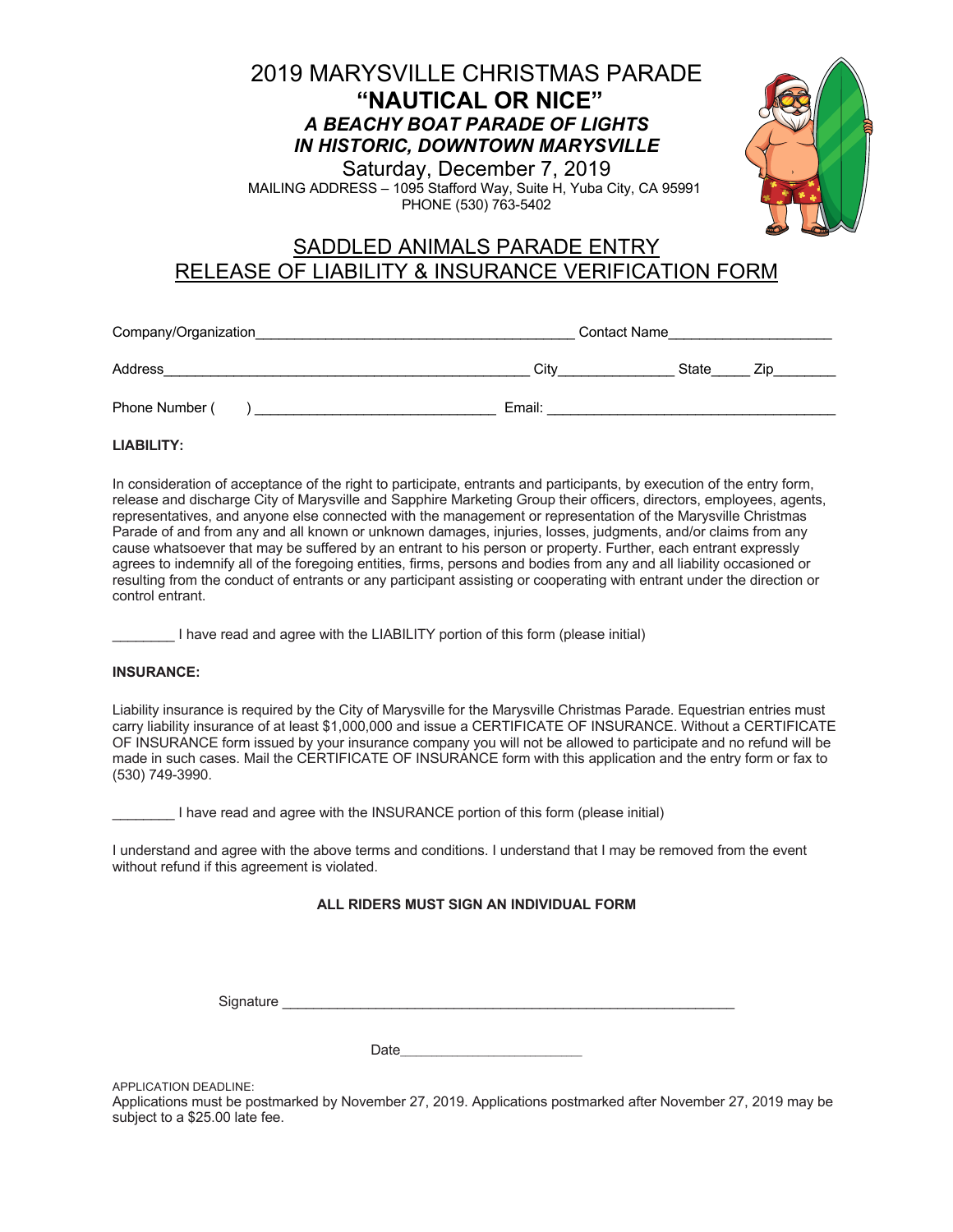# 2019 MARYSVILLE CHRISTMAS PARADE

## **"NAUTICAL OR NICE"**

### ***A BEACHY BOAT PARADE OF LIGHTS IN HISTORIC, DOWNTOWN MARYSVILLE***

Saturday, December 7, 2019

MAILING ADDRESS – 1095 Stafford Way, Suite H, Yuba City, CA 95991

PHONE (530) 763-5402

## SADDLED ANIMALS PARADE ENTRY RELEASE OF LIABILITY & INSURANCE VERIFICATION FORM

Company/Organization__________________________________________ Contact Name_____________________

Address_________________________________________________ City_______________ State_____ Zip________

Phone Number (      ) _______________________________ Email: _____________________________________

**LIABILITY:**

In consideration of acceptance of the right to participate, entrants and participants, by execution of the entry form, release and discharge City of Marysville and Sapphire Marketing Group their officers, directors, employees, agents, representatives, and anyone else connected with the management or representation of the Marysville Christmas Parade of and from any and all known or unknown damages, injuries, losses, judgments, and/or claims from any cause whatsoever that may be suffered by an entrant to his person or property. Further, each entrant expressly agrees to indemnify all of the foregoing entities, firms, persons and bodies from any and all liability occasioned or resulting from the conduct of entrants or any participant assisting or cooperating with entrant under the direction or control entrant.

________ I have read and agree with the LIABILITY portion of this form (please initial)

**INSURANCE:**

Liability insurance is required by the City of Marysville for the Marysville Christmas Parade. Equestrian entries must carry liability insurance of at least $1,000,000 and issue a CERTIFICATE OF INSURANCE. Without a CERTIFICATE OF INSURANCE form issued by your insurance company you will not be allowed to participate and no refund will be made in such cases. Mail the CERTIFICATE OF INSURANCE form with this application and the entry form or fax to (530) 749-3990.

________ I have read and agree with the INSURANCE portion of this form (please initial)

I understand and agree with the above terms and conditions. I understand that I may be removed from the event without refund if this agreement is violated.

**ALL RIDERS MUST SIGN AN INDIVIDUAL FORM**

Signature ____________________________________________________________

Date________________________

APPLICATION DEADLINE:
Applications must be postmarked by November 27, 2019. Applications postmarked after November 27, 2019 may be subject to a $25.00 late fee.